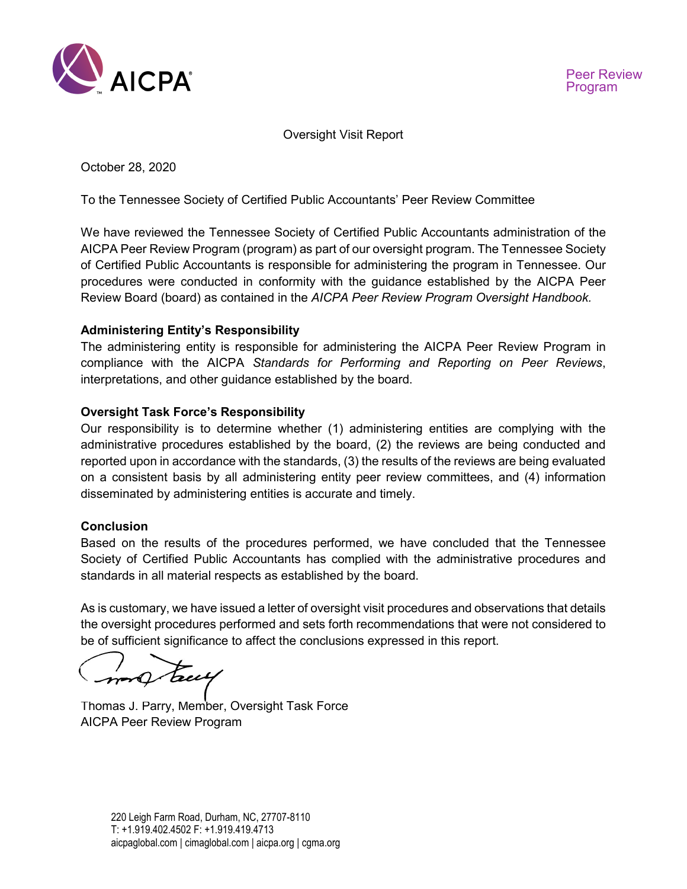AICPA

Peer Review Program

Oversight Visit Report

October 28, 2020

To the Tennessee Society of Certified Public Accountants' Peer Review Committee

We have reviewed the Tennessee Society of Certified Public Accountants administration of the AICPA Peer Review Program (program) as part of our oversight program. The Tennessee Society of Certified Public Accountants is responsible for administering the program in Tennessee. Our procedures were conducted in conformity with the guidance established by the AICPA Peer Review Board (board) as contained in the *AICPA Peer Review Program Oversight Handbook.*

**Administering Entity's Responsibility**

The administering entity is responsible for administering the AICPA Peer Review Program in compliance with the AICPA *Standards for Performing and Reporting on Peer Reviews*, interpretations, and other guidance established by the board.

**Oversight Task Force's Responsibility**

Our responsibility is to determine whether (1) administering entities are complying with the administrative procedures established by the board, (2) the reviews are being conducted and reported upon in accordance with the standards, (3) the results of the reviews are being evaluated on a consistent basis by all administering entity peer review committees, and (4) information disseminated by administering entities is accurate and timely.

**Conclusion**

Based on the results of the procedures performed, we have concluded that the Tennessee Society of Certified Public Accountants has complied with the administrative procedures and standards in all material respects as established by the board.

As is customary, we have issued a letter of oversight visit procedures and observations that details the oversight procedures performed and sets forth recommendations that were not considered to be of sufficient significance to affect the conclusions expressed in this report.

Thomas J. Parry, Member, Oversight Task Force
AICPA Peer Review Program

220 Leigh Farm Road, Durham, NC, 27707-8110
T: +1.919.402.4502 F: +1.919.419.4713
aicpaglobal.com | cimaglobal.com | aicpa.org | cgma.org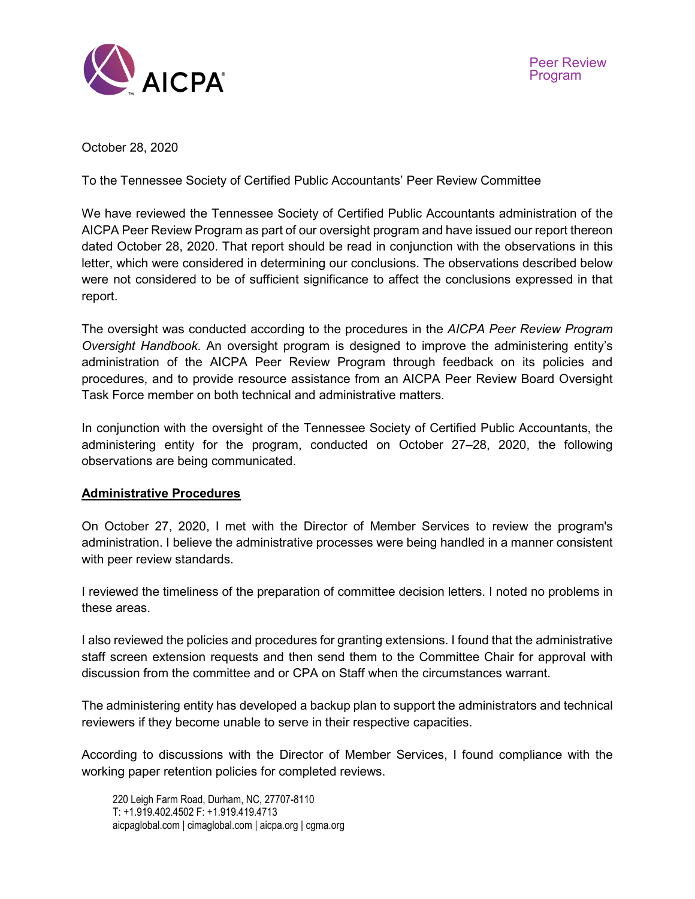October 28, 2020

To the Tennessee Society of Certified Public Accountants' Peer Review Committee

We have reviewed the Tennessee Society of Certified Public Accountants administration of the AICPA Peer Review Program as part of our oversight program and have issued our report thereon dated October 28, 2020. That report should be read in conjunction with the observations in this letter, which were considered in determining our conclusions. The observations described below were not considered to be of sufficient significance to affect the conclusions expressed in that report.

The oversight was conducted according to the procedures in the *AICPA Peer Review Program Oversight Handbook*. An oversight program is designed to improve the administering entity's administration of the AICPA Peer Review Program through feedback on its policies and procedures, and to provide resource assistance from an AICPA Peer Review Board Oversight Task Force member on both technical and administrative matters.

In conjunction with the oversight of the Tennessee Society of Certified Public Accountants, the administering entity for the program, conducted on October 27–28, 2020, the following observations are being communicated.

**Administrative Procedures**

On October 27, 2020, I met with the Director of Member Services to review the program's administration. I believe the administrative processes were being handled in a manner consistent with peer review standards.

I reviewed the timeliness of the preparation of committee decision letters. I noted no problems in these areas.

I also reviewed the policies and procedures for granting extensions. I found that the administrative staff screen extension requests and then send them to the Committee Chair for approval with discussion from the committee and or CPA on Staff when the circumstances warrant.

The administering entity has developed a backup plan to support the administrators and technical reviewers if they become unable to serve in their respective capacities.

According to discussions with the Director of Member Services, I found compliance with the working paper retention policies for completed reviews.

220 Leigh Farm Road, Durham, NC, 27707-8110
T: +1.919.402.4502 F: +1.919.419.4713
aicpaglobal.com | cimaglobal.com | aicpa.org | cgma.org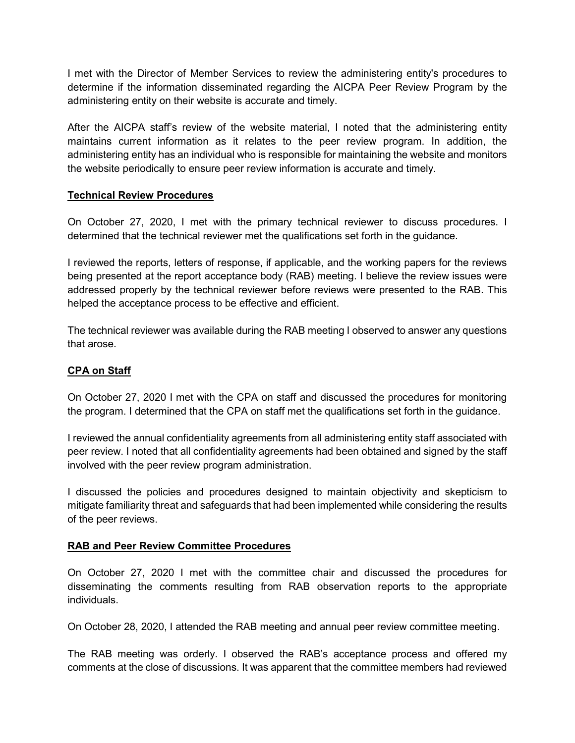I met with the Director of Member Services to review the administering entity's procedures to determine if the information disseminated regarding the AICPA Peer Review Program by the administering entity on their website is accurate and timely.

After the AICPA staff's review of the website material, I noted that the administering entity maintains current information as it relates to the peer review program. In addition, the administering entity has an individual who is responsible for maintaining the website and monitors the website periodically to ensure peer review information is accurate and timely.

**Technical Review Procedures**

On October 27, 2020, I met with the primary technical reviewer to discuss procedures. I determined that the technical reviewer met the qualifications set forth in the guidance.

I reviewed the reports, letters of response, if applicable, and the working papers for the reviews being presented at the report acceptance body (RAB) meeting. I believe the review issues were addressed properly by the technical reviewer before reviews were presented to the RAB. This helped the acceptance process to be effective and efficient.

The technical reviewer was available during the RAB meeting I observed to answer any questions that arose.

**CPA on Staff**

On October 27, 2020 I met with the CPA on staff and discussed the procedures for monitoring the program. I determined that the CPA on staff met the qualifications set forth in the guidance.

I reviewed the annual confidentiality agreements from all administering entity staff associated with peer review. I noted that all confidentiality agreements had been obtained and signed by the staff involved with the peer review program administration.

I discussed the policies and procedures designed to maintain objectivity and skepticism to mitigate familiarity threat and safeguards that had been implemented while considering the results of the peer reviews.

**RAB and Peer Review Committee Procedures**

On October 27, 2020 I met with the committee chair and discussed the procedures for disseminating the comments resulting from RAB observation reports to the appropriate individuals.

On October 28, 2020, I attended the RAB meeting and annual peer review committee meeting.

The RAB meeting was orderly. I observed the RAB's acceptance process and offered my comments at the close of discussions. It was apparent that the committee members had reviewed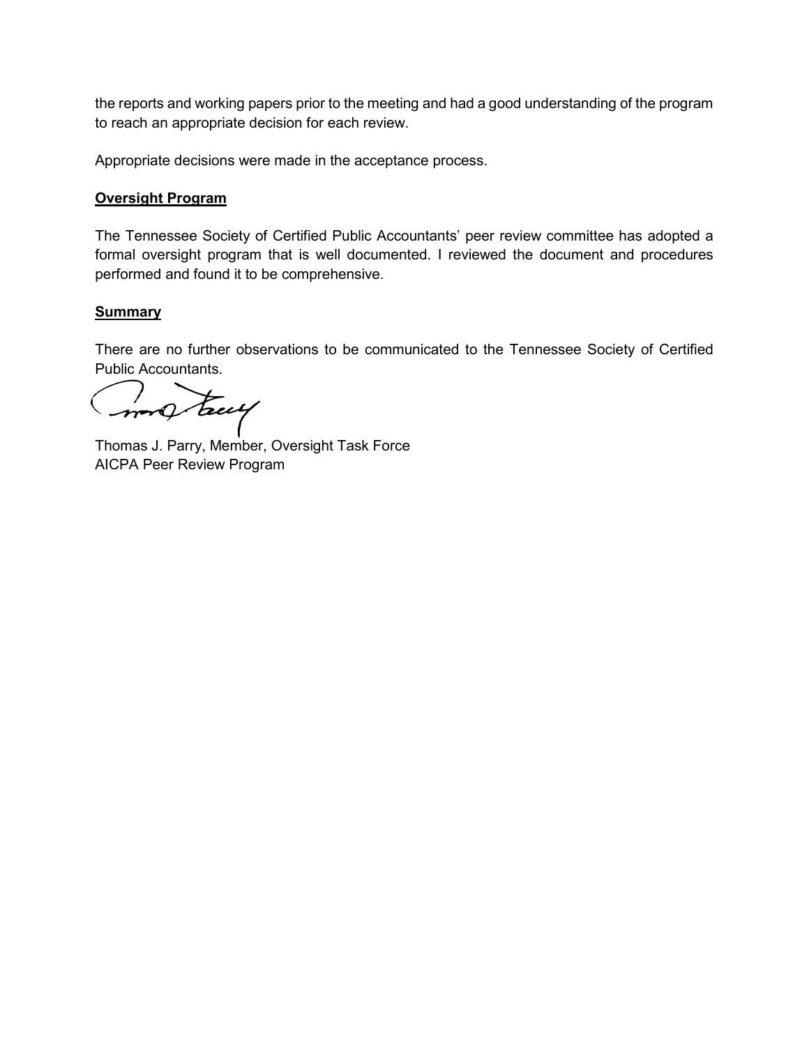the reports and working papers prior to the meeting and had a good understanding of the program to reach an appropriate decision for each review.

Appropriate decisions were made in the acceptance process.

**Oversight Program**

The Tennessee Society of Certified Public Accountants' peer review committee has adopted a formal oversight program that is well documented. I reviewed the document and procedures performed and found it to be comprehensive.

**Summary**

There are no further observations to be communicated to the Tennessee Society of Certified Public Accountants.

Thomas J. Parry, Member, Oversight Task Force
AICPA Peer Review Program